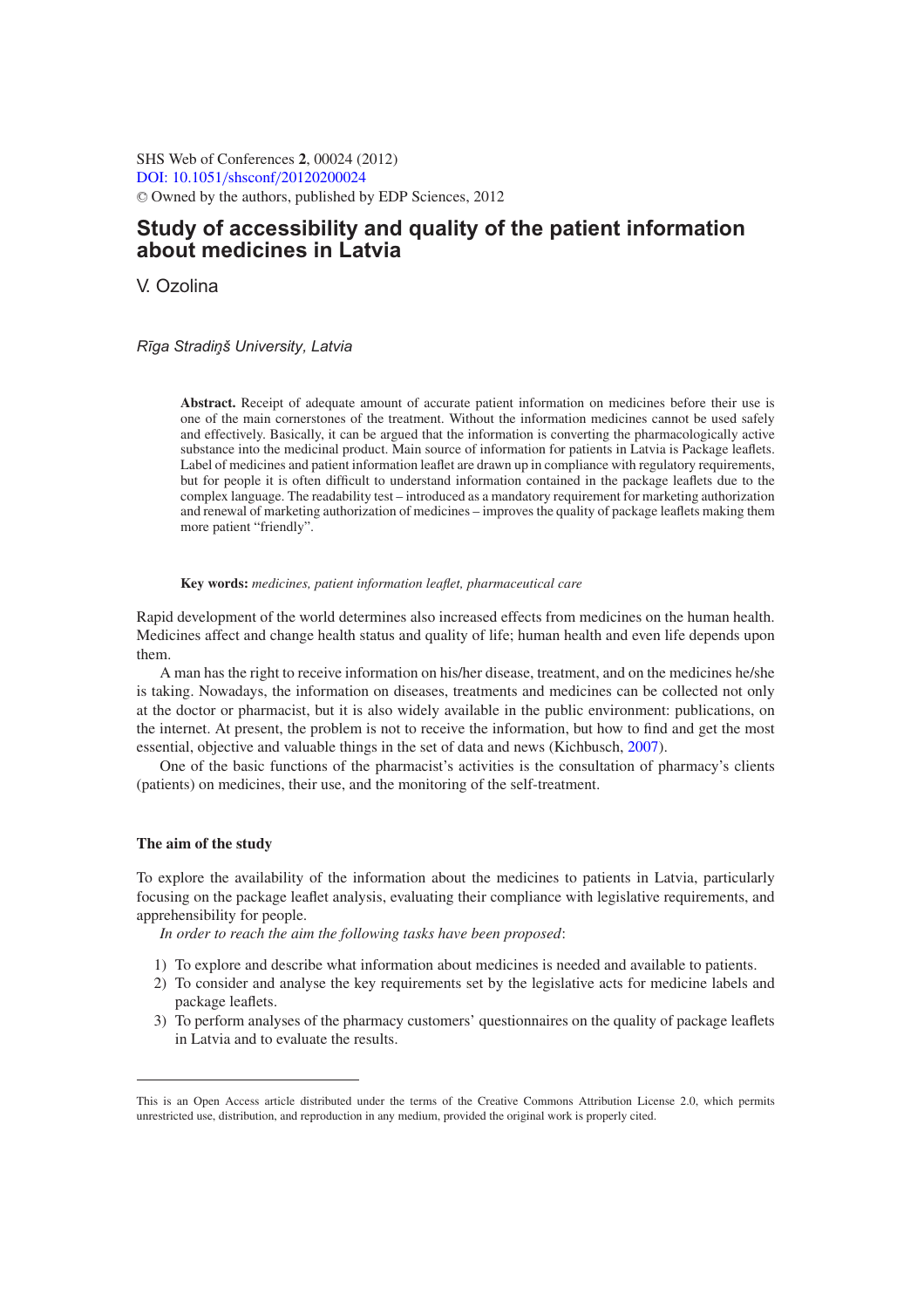SHS Web of Conferences **2**, 00024 (2012)
DOI: 10.1051/shsconf/20120200024
© Owned by the authors, published by EDP Sciences, 2012

# Study of accessibility and quality of the patient information about medicines in Latvia

V. Ozolina

*Rīga Stradiņš University, Latvia*

**Abstract.** Receipt of adequate amount of accurate patient information on medicines before their use is one of the main cornerstones of the treatment. Without the information medicines cannot be used safely and effectively. Basically, it can be argued that the information is converting the pharmacologically active substance into the medicinal product. Main source of information for patients in Latvia is Package leaflets. Label of medicines and patient information leaflet are drawn up in compliance with regulatory requirements, but for people it is often difficult to understand information contained in the package leaflets due to the complex language. The readability test – introduced as a mandatory requirement for marketing authorization and renewal of marketing authorization of medicines – improves the quality of package leaflets making them more patient "friendly".

**Key words:** *medicines, patient information leaflet, pharmaceutical care*

Rapid development of the world determines also increased effects from medicines on the human health. Medicines affect and change health status and quality of life; human health and even life depends upon them.

A man has the right to receive information on his/her disease, treatment, and on the medicines he/she is taking. Nowadays, the information on diseases, treatments and medicines can be collected not only at the doctor or pharmacist, but it is also widely available in the public environment: publications, on the internet. At present, the problem is not to receive the information, but how to find and get the most essential, objective and valuable things in the set of data and news (Kichbusch, 2007).

One of the basic functions of the pharmacist's activities is the consultation of pharmacy's clients (patients) on medicines, their use, and the monitoring of the self-treatment.

### The aim of the study

To explore the availability of the information about the medicines to patients in Latvia, particularly focusing on the package leaflet analysis, evaluating their compliance with legislative requirements, and apprehensibility for people.

*In order to reach the aim the following tasks have been proposed*:

1) To explore and describe what information about medicines is needed and available to patients.
2) To consider and analyse the key requirements set by the legislative acts for medicine labels and package leaflets.
3) To perform analyses of the pharmacy customers' questionnaires on the quality of package leaflets in Latvia and to evaluate the results.

This is an Open Access article distributed under the terms of the Creative Commons Attribution License 2.0, which permits unrestricted use, distribution, and reproduction in any medium, provided the original work is properly cited.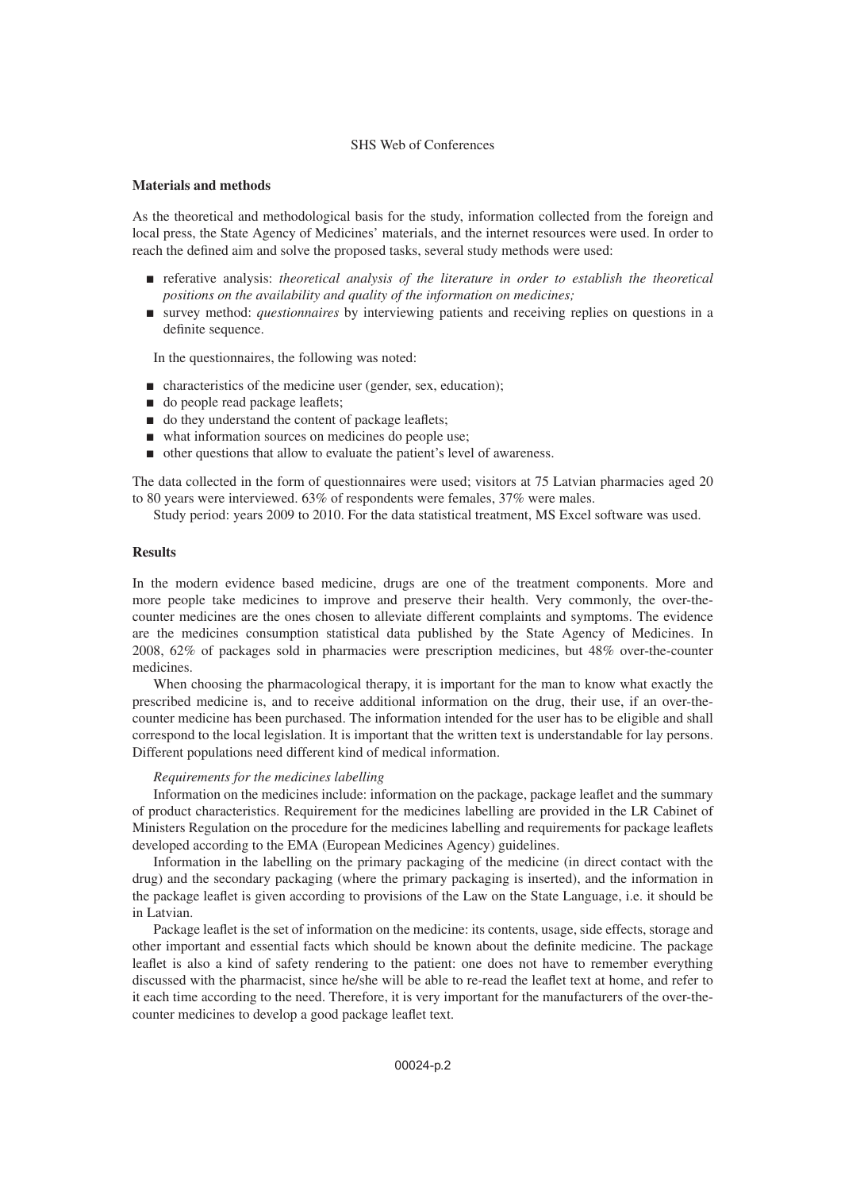## Materials and methods

As the theoretical and methodological basis for the study, information collected from the foreign and local press, the State Agency of Medicines' materials, and the internet resources were used. In order to reach the defined aim and solve the proposed tasks, several study methods were used:

- referative analysis: *theoretical analysis of the literature in order to establish the theoretical positions on the availability and quality of the information on medicines;*
- survey method: *questionnaires* by interviewing patients and receiving replies on questions in a definite sequence.

In the questionnaires, the following was noted:

- characteristics of the medicine user (gender, sex, education);
- do people read package leaflets;
- do they understand the content of package leaflets;
- what information sources on medicines do people use;
- other questions that allow to evaluate the patient's level of awareness.

The data collected in the form of questionnaires were used; visitors at 75 Latvian pharmacies aged 20 to 80 years were interviewed. 63% of respondents were females, 37% were males.

Study period: years 2009 to 2010. For the data statistical treatment, MS Excel software was used.

## Results

In the modern evidence based medicine, drugs are one of the treatment components. More and more people take medicines to improve and preserve their health. Very commonly, the over-the-counter medicines are the ones chosen to alleviate different complaints and symptoms. The evidence are the medicines consumption statistical data published by the State Agency of Medicines. In 2008, 62% of packages sold in pharmacies were prescription medicines, but 48% over-the-counter medicines.

When choosing the pharmacological therapy, it is important for the man to know what exactly the prescribed medicine is, and to receive additional information on the drug, their use, if an over-the-counter medicine has been purchased. The information intended for the user has to be eligible and shall correspond to the local legislation. It is important that the written text is understandable for lay persons. Different populations need different kind of medical information.

*Requirements for the medicines labelling*

Information on the medicines include: information on the package, package leaflet and the summary of product characteristics. Requirement for the medicines labelling are provided in the LR Cabinet of Ministers Regulation on the procedure for the medicines labelling and requirements for package leaflets developed according to the EMA (European Medicines Agency) guidelines.

Information in the labelling on the primary packaging of the medicine (in direct contact with the drug) and the secondary packaging (where the primary packaging is inserted), and the information in the package leaflet is given according to provisions of the Law on the State Language, i.e. it should be in Latvian.

Package leaflet is the set of information on the medicine: its contents, usage, side effects, storage and other important and essential facts which should be known about the definite medicine. The package leaflet is also a kind of safety rendering to the patient: one does not have to remember everything discussed with the pharmacist, since he/she will be able to re-read the leaflet text at home, and refer to it each time according to the need. Therefore, it is very important for the manufacturers of the over-the-counter medicines to develop a good package leaflet text.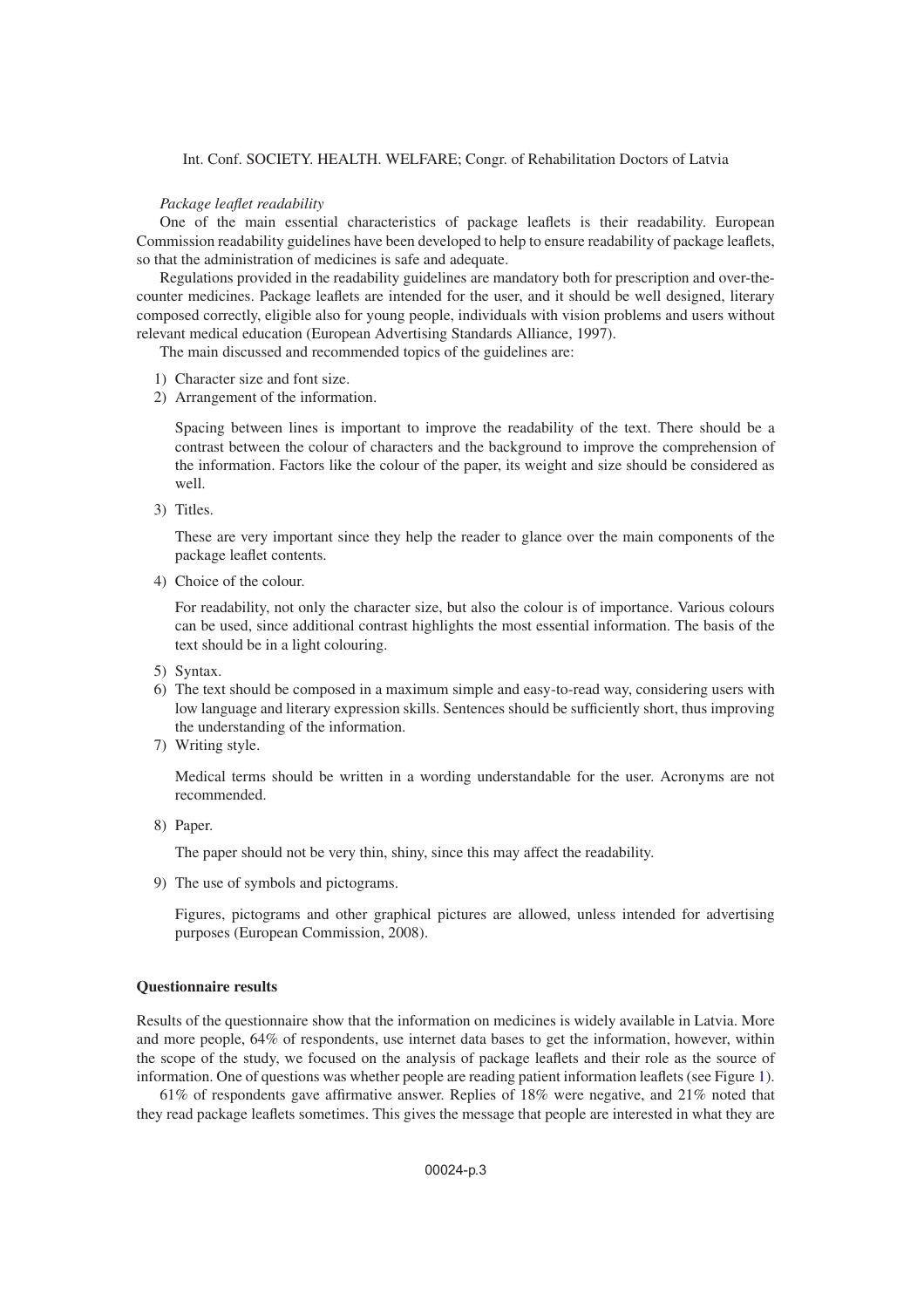*Package leaflet readability*

One of the main essential characteristics of package leaflets is their readability. European Commission readability guidelines have been developed to help to ensure readability of package leaflets, so that the administration of medicines is safe and adequate.

Regulations provided in the readability guidelines are mandatory both for prescription and over-the-counter medicines. Package leaflets are intended for the user, and it should be well designed, literary composed correctly, eligible also for young people, individuals with vision problems and users without relevant medical education (European Advertising Standards Alliance, 1997).

The main discussed and recommended topics of the guidelines are:

1) Character size and font size.
2) Arrangement of the information.

   Spacing between lines is important to improve the readability of the text. There should be a contrast between the colour of characters and the background to improve the comprehension of the information. Factors like the colour of the paper, its weight and size should be considered as well.

3) Titles.

   These are very important since they help the reader to glance over the main components of the package leaflet contents.

4) Choice of the colour.

   For readability, not only the character size, but also the colour is of importance. Various colours can be used, since additional contrast highlights the most essential information. The basis of the text should be in a light colouring.

5) Syntax.
6) The text should be composed in a maximum simple and easy-to-read way, considering users with low language and literary expression skills. Sentences should be sufficiently short, thus improving the understanding of the information.
7) Writing style.

   Medical terms should be written in a wording understandable for the user. Acronyms are not recommended.

8) Paper.

   The paper should not be very thin, shiny, since this may affect the readability.

9) The use of symbols and pictograms.

   Figures, pictograms and other graphical pictures are allowed, unless intended for advertising purposes (European Commission, 2008).

**Questionnaire results**

Results of the questionnaire show that the information on medicines is widely available in Latvia. More and more people, 64% of respondents, use internet data bases to get the information, however, within the scope of the study, we focused on the analysis of package leaflets and their role as the source of information. One of questions was whether people are reading patient information leaflets (see Figure 1).

61% of respondents gave affirmative answer. Replies of 18% were negative, and 21% noted that they read package leaflets sometimes. This gives the message that people are interested in what they are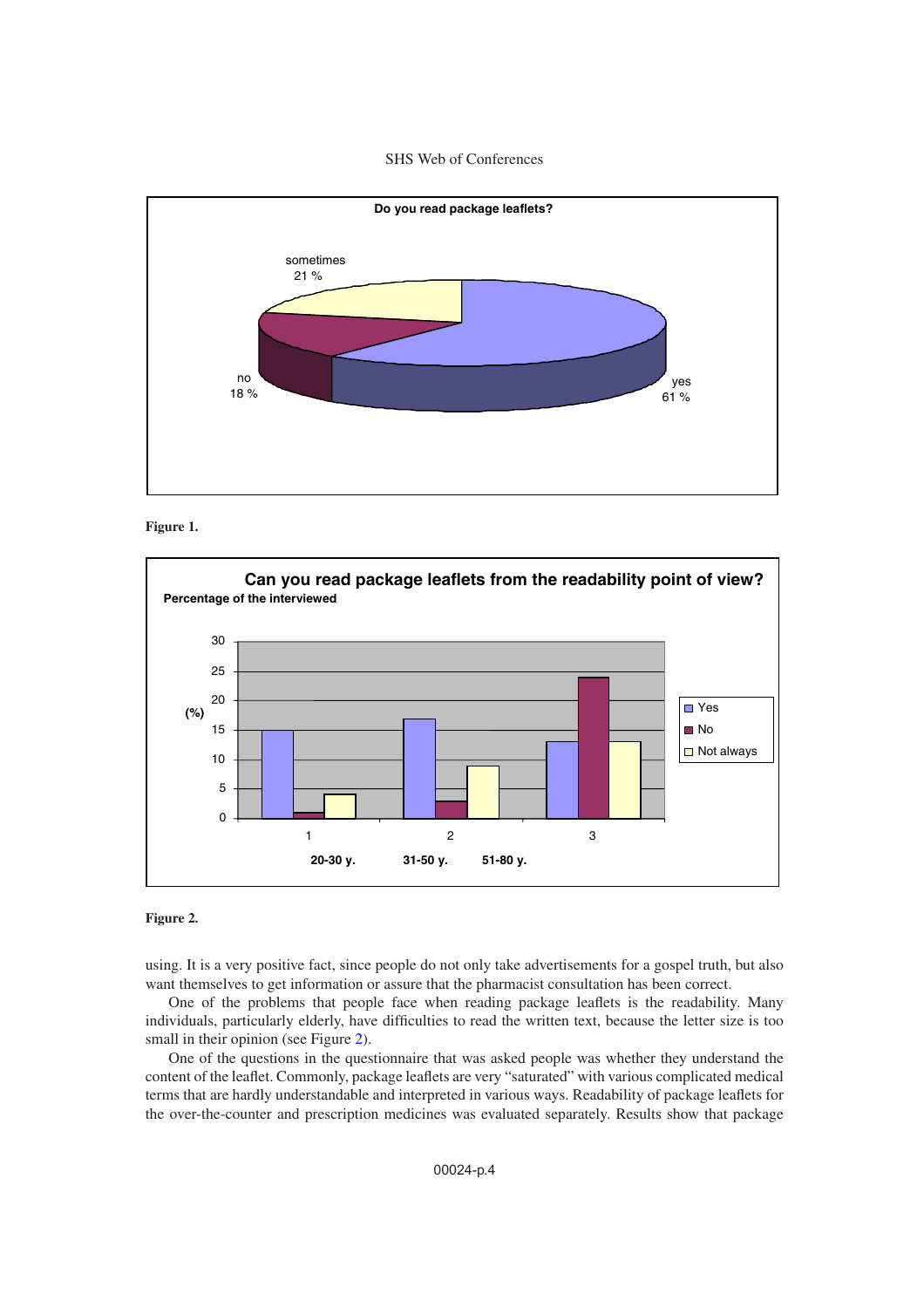**Figure 1.**

**Figure 2.**

using. It is a very positive fact, since people do not only take advertisements for a gospel truth, but also want themselves to get information or assure that the pharmacist consultation has been correct.

One of the problems that people face when reading package leaflets is the readability. Many individuals, particularly elderly, have difficulties to read the written text, because the letter size is too small in their opinion (see Figure 2).

One of the questions in the questionnaire that was asked people was whether they understand the content of the leaflet. Commonly, package leaflets are very "saturated" with various complicated medical terms that are hardly understandable and interpreted in various ways. Readability of package leaflets for the over-the-counter and prescription medicines was evaluated separately. Results show that package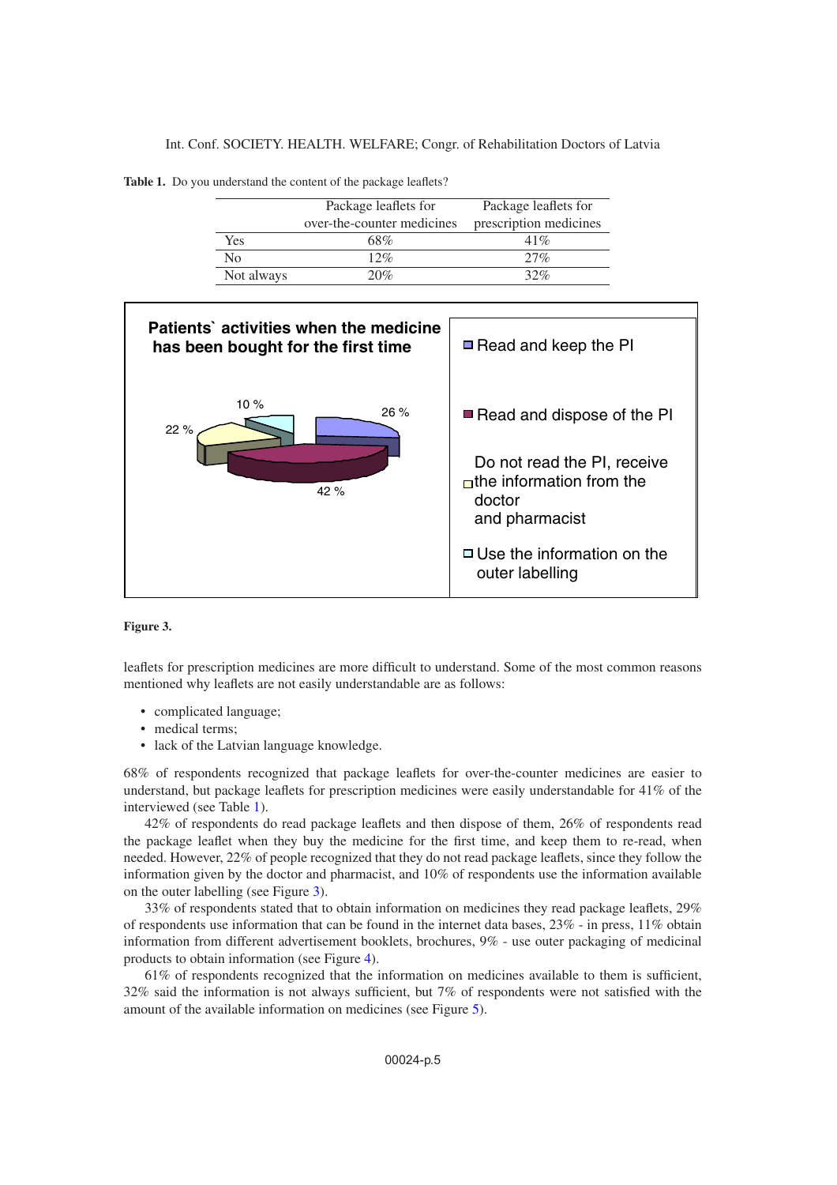**Table 1.** Do you understand the content of the package leaflets?

| | Package leaflets for over-the-counter medicines | Package leaflets for prescription medicines |
|---|---|---|
| Yes | 68% | 41% |
| No | 12% | 27% |
| Not always | 20% | 32% |

**Figure 3.**

leaflets for prescription medicines are more difficult to understand. Some of the most common reasons mentioned why leaflets are not easily understandable are as follows:

- complicated language;
- medical terms;
- lack of the Latvian language knowledge.

68% of respondents recognized that package leaflets for over-the-counter medicines are easier to understand, but package leaflets for prescription medicines were easily understandable for 41% of the interviewed (see Table 1).

42% of respondents do read package leaflets and then dispose of them, 26% of respondents read the package leaflet when they buy the medicine for the first time, and keep them to re-read, when needed. However, 22% of people recognized that they do not read package leaflets, since they follow the information given by the doctor and pharmacist, and 10% of respondents use the information available on the outer labelling (see Figure 3).

33% of respondents stated that to obtain information on medicines they read package leaflets, 29% of respondents use information that can be found in the internet data bases, 23% - in press, 11% obtain information from different advertisement booklets, brochures, 9% - use outer packaging of medicinal products to obtain information (see Figure 4).

61% of respondents recognized that the information on medicines available to them is sufficient, 32% said the information is not always sufficient, but 7% of respondents were not satisfied with the amount of the available information on medicines (see Figure 5).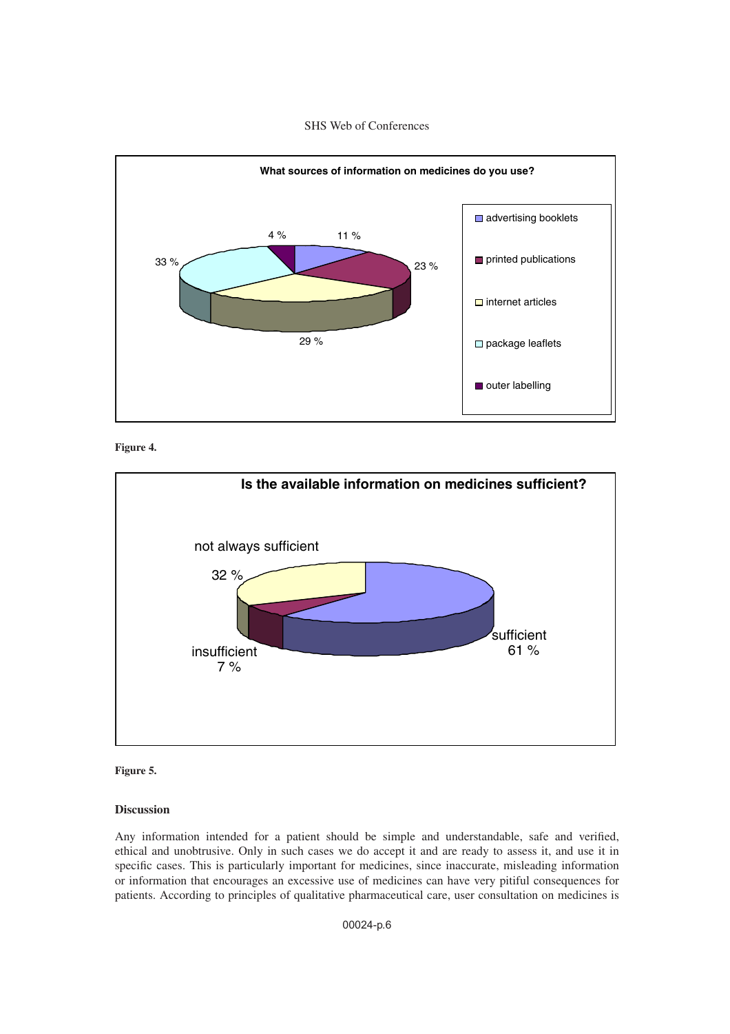**Figure 4.**

**Figure 5.**

## Discussion

Any information intended for a patient should be simple and understandable, safe and verified, ethical and unobtrusive. Only in such cases we do accept it and are ready to assess it, and use it in specific cases. This is particularly important for medicines, since inaccurate, misleading information or information that encourages an excessive use of medicines can have very pitiful consequences for patients. According to principles of qualitative pharmaceutical care, user consultation on medicines is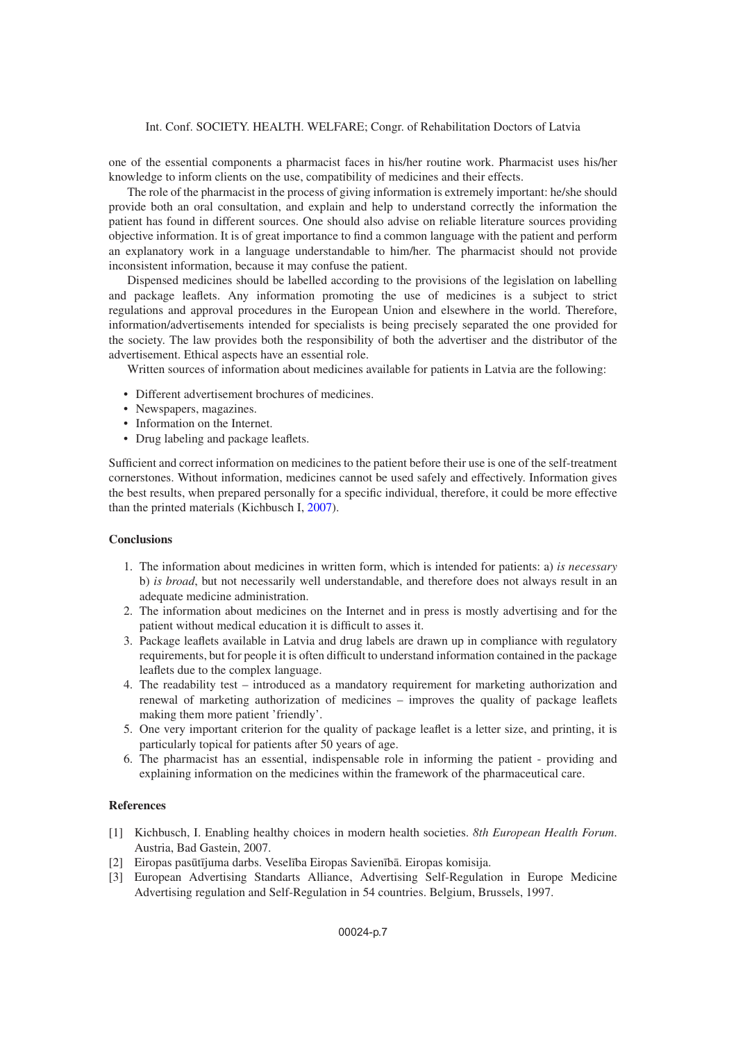one of the essential components a pharmacist faces in his/her routine work. Pharmacist uses his/her knowledge to inform clients on the use, compatibility of medicines and their effects.

The role of the pharmacist in the process of giving information is extremely important: he/she should provide both an oral consultation, and explain and help to understand correctly the information the patient has found in different sources. One should also advise on reliable literature sources providing objective information. It is of great importance to find a common language with the patient and perform an explanatory work in a language understandable to him/her. The pharmacist should not provide inconsistent information, because it may confuse the patient.

Dispensed medicines should be labelled according to the provisions of the legislation on labelling and package leaflets. Any information promoting the use of medicines is a subject to strict regulations and approval procedures in the European Union and elsewhere in the world. Therefore, information/advertisements intended for specialists is being precisely separated the one provided for the society. The law provides both the responsibility of both the advertiser and the distributor of the advertisement. Ethical aspects have an essential role.

Written sources of information about medicines available for patients in Latvia are the following:

- Different advertisement brochures of medicines.
- Newspapers, magazines.
- Information on the Internet.
- Drug labeling and package leaflets.

Sufficient and correct information on medicines to the patient before their use is one of the self-treatment cornerstones. Without information, medicines cannot be used safely and effectively. Information gives the best results, when prepared personally for a specific individual, therefore, it could be more effective than the printed materials (Kichbusch I, 2007).

## Conclusions

1. The information about medicines in written form, which is intended for patients: a) *is necessary* b) *is broad*, but not necessarily well understandable, and therefore does not always result in an adequate medicine administration.
2. The information about medicines on the Internet and in press is mostly advertising and for the patient without medical education it is difficult to asses it.
3. Package leaflets available in Latvia and drug labels are drawn up in compliance with regulatory requirements, but for people it is often difficult to understand information contained in the package leaflets due to the complex language.
4. The readability test – introduced as a mandatory requirement for marketing authorization and renewal of marketing authorization of medicines – improves the quality of package leaflets making them more patient 'friendly'.
5. One very important criterion for the quality of package leaflet is a letter size, and printing, it is particularly topical for patients after 50 years of age.
6. The pharmacist has an essential, indispensable role in informing the patient - providing and explaining information on the medicines within the framework of the pharmaceutical care.

## References

[1] Kichbusch, I. Enabling healthy choices in modern health societies. *8th European Health Forum*. Austria, Bad Gastein, 2007.

[2] Eiropas pasūtījuma darbs. Veselība Eiropas Savienībā. Eiropas komisija.

[3] European Advertising Standarts Alliance, Advertising Self-Regulation in Europe Medicine Advertising regulation and Self-Regulation in 54 countries. Belgium, Brussels, 1997.